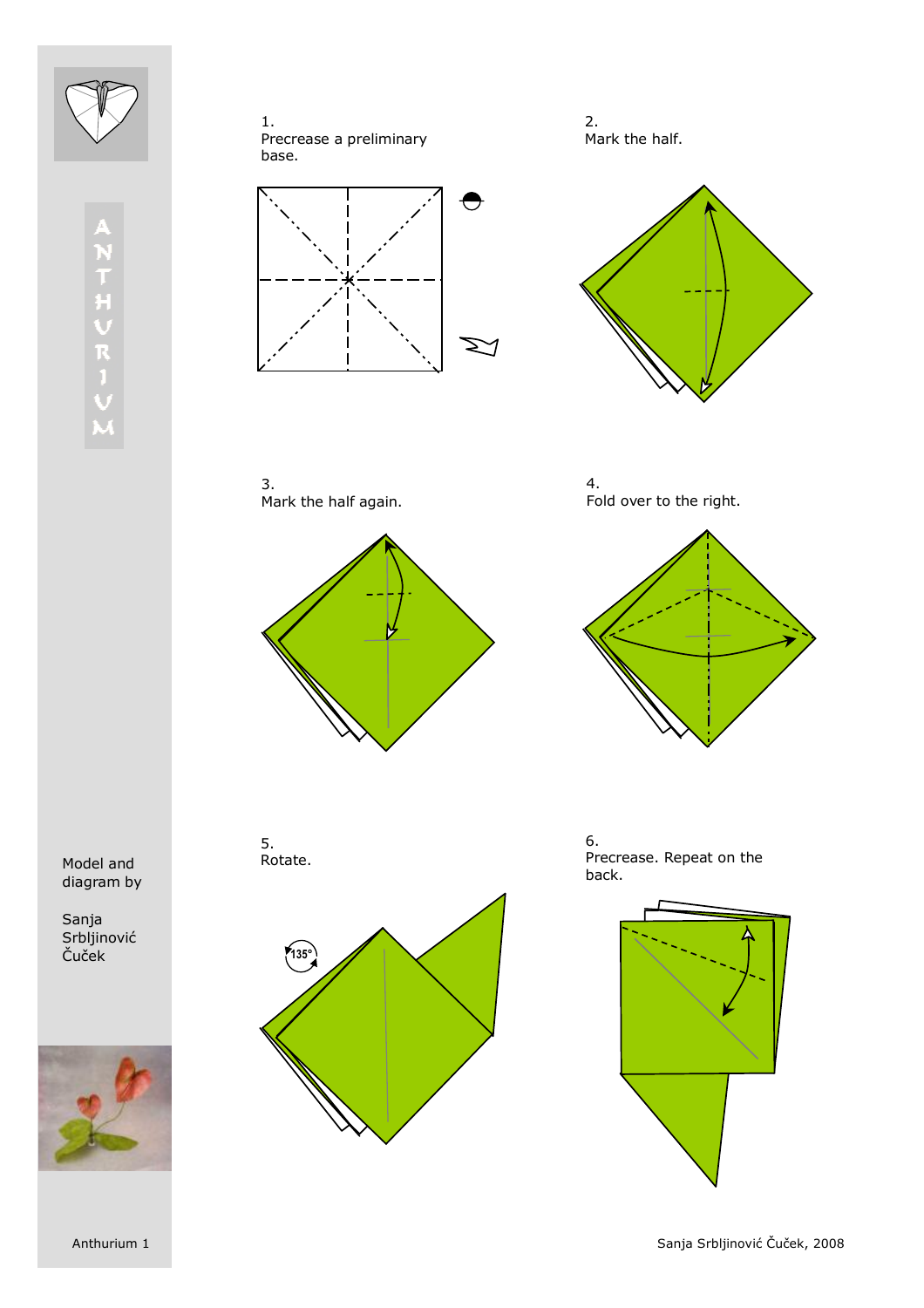# ANTHURIUM

Model and diagram by

Sanja Srbljinović Čuček

1.
Precrease a preliminary base.

2.
Mark the half.

3.
Mark the half again.

4.
Fold over to the right.

5.
Rotate.

135°

6.
Precrease. Repeat on the back.

Anthurium 1

Sanja Srbljinović Čuček, 2008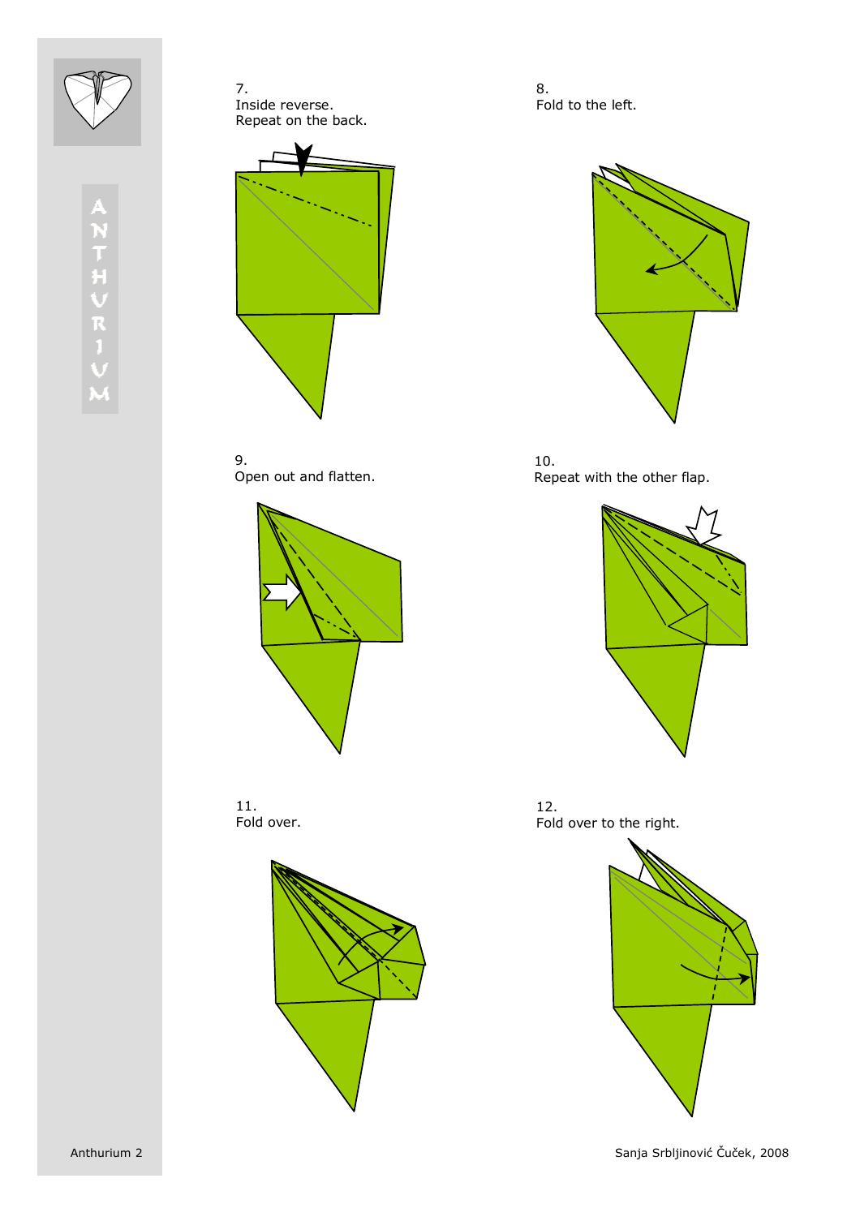7.
Inside reverse.
Repeat on the back.

8.
Fold to the left.

9.
Open out and flatten.

10.
Repeat with the other flap.

11.
Fold over.

12.
Fold over to the right.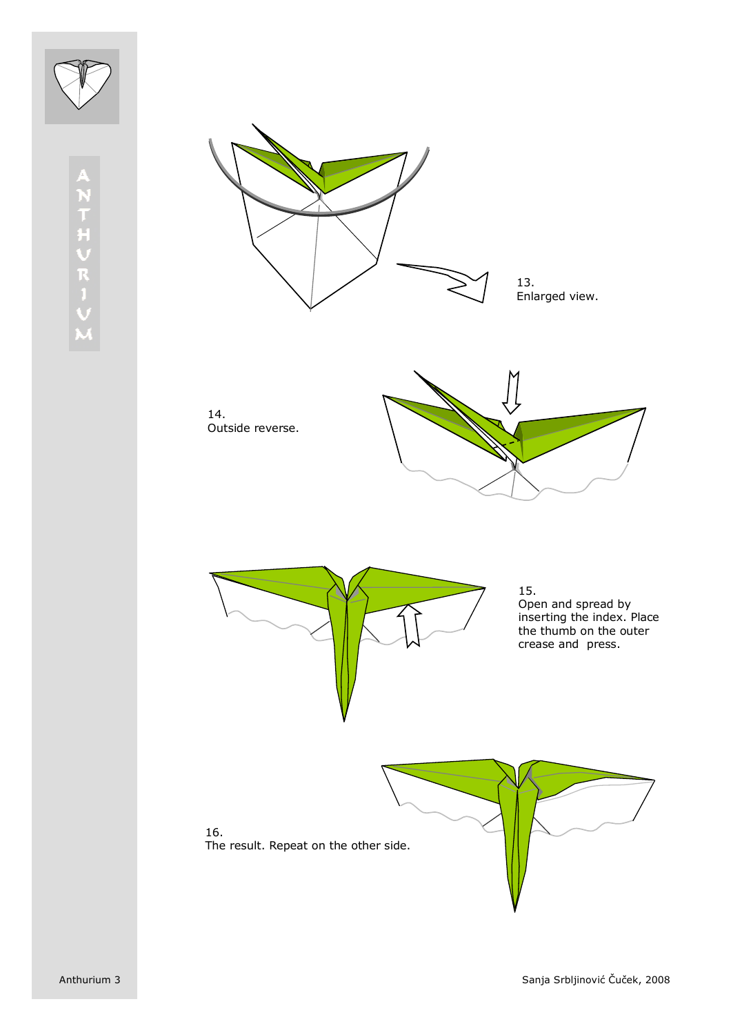13.
Enlarged view.

14.
Outside reverse.

15.
Open and spread by inserting the index. Place the thumb on the outer crease and press.

16.
The result. Repeat on the other side.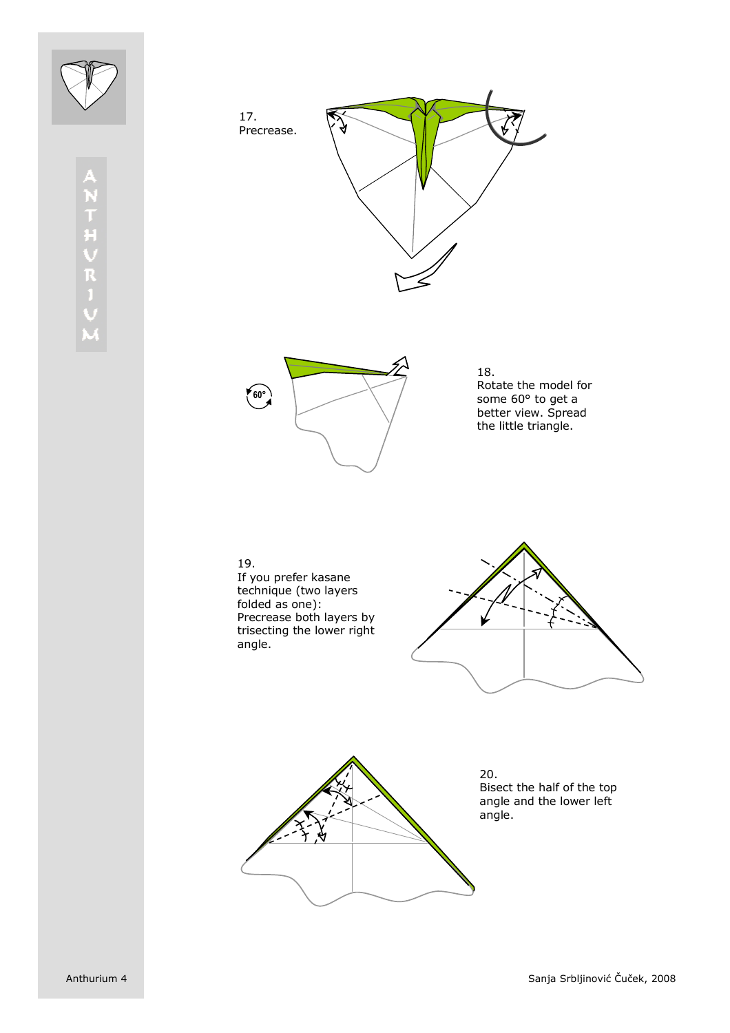17.
Precrease.

18.
Rotate the model for some 60° to get a better view. Spread the little triangle.

19.
If you prefer kasane technique (two layers folded as one):
Precrease both layers by trisecting the lower right angle.

20.
Bisect the half of the top angle and the lower left angle.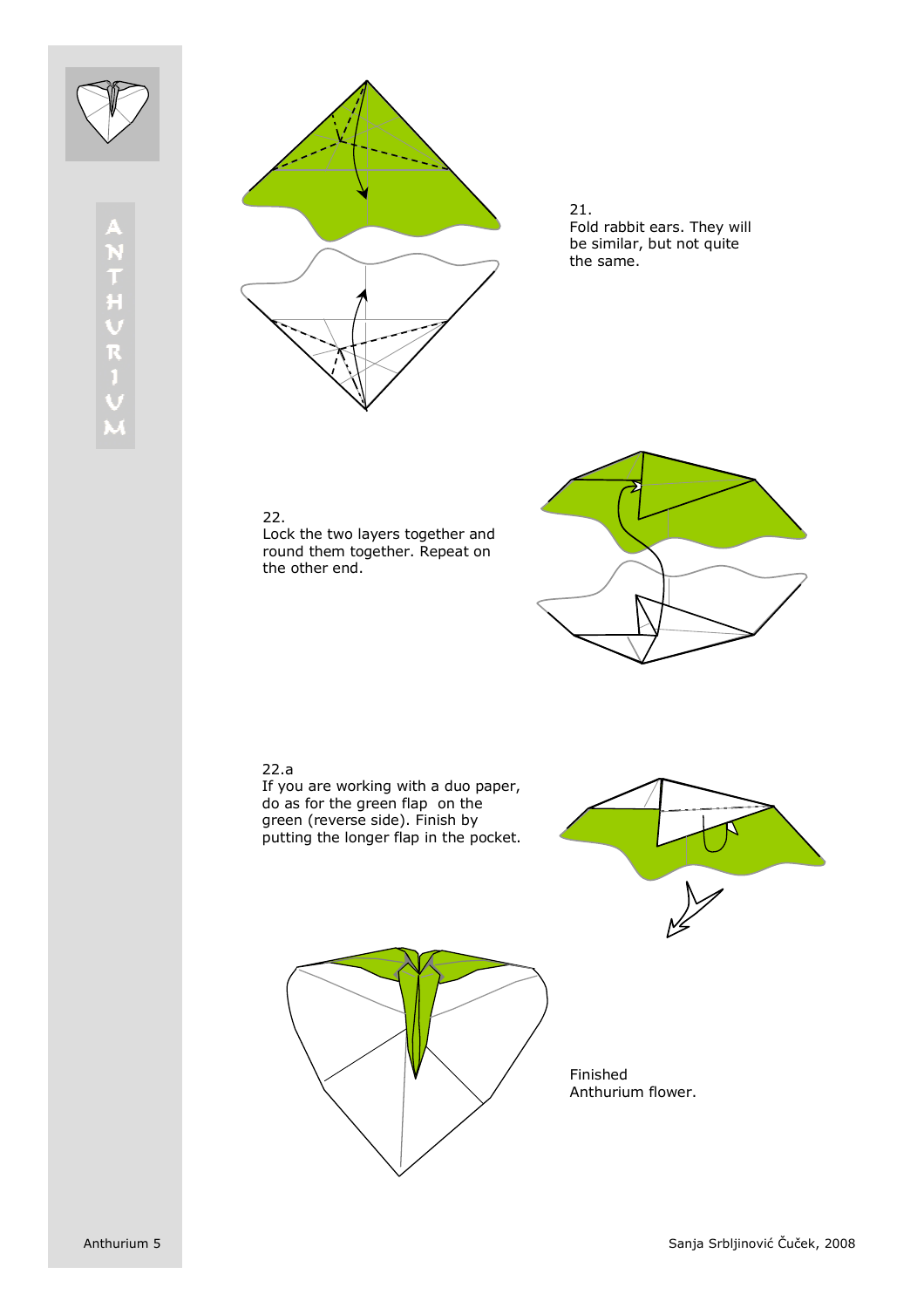21.
Fold rabbit ears. They will be similar, but not quite the same.

22.
Lock the two layers together and round them together. Repeat on the other end.

22.a
If you are working with a duo paper, do as for the green flap on the green (reverse side). Finish by putting the longer flap in the pocket.

Finished
Anthurium flower.